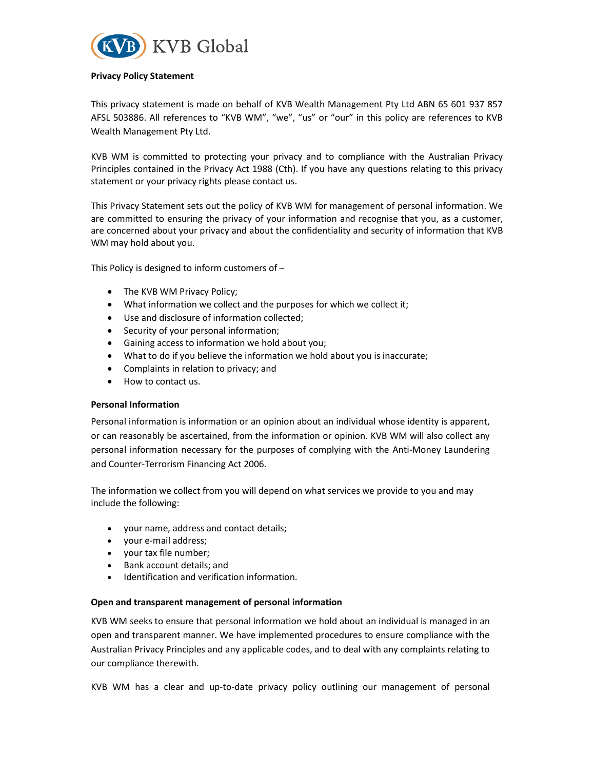KVB Global

**Privacy Policy Statement**

This privacy statement is made on behalf of KVB Wealth Management Pty Ltd ABN 65 601 937 857 AFSL 503886. All references to “KVB WM”, “we”, “us” or “our” in this policy are references to KVB Wealth Management Pty Ltd.

KVB WM is committed to protecting your privacy and to compliance with the Australian Privacy Principles contained in the Privacy Act 1988 (Cth). If you have any questions relating to this privacy statement or your privacy rights please contact us.

This Privacy Statement sets out the policy of KVB WM for management of personal information. We are committed to ensuring the privacy of your information and recognise that you, as a customer, are concerned about your privacy and about the confidentiality and security of information that KVB WM may hold about you.

This Policy is designed to inform customers of –

- The KVB WM Privacy Policy;
- What information we collect and the purposes for which we collect it;
- Use and disclosure of information collected;
- Security of your personal information;
- Gaining access to information we hold about you;
- What to do if you believe the information we hold about you is inaccurate;
- Complaints in relation to privacy; and
- How to contact us.

**Personal Information**

Personal information is information or an opinion about an individual whose identity is apparent, or can reasonably be ascertained, from the information or opinion. KVB WM will also collect any personal information necessary for the purposes of complying with the Anti-Money Laundering and Counter-Terrorism Financing Act 2006.

The information we collect from you will depend on what services we provide to you and may include the following:

- your name, address and contact details;
- your e-mail address;
- your tax file number;
- Bank account details; and
- Identification and verification information.

**Open and transparent management of personal information**

KVB WM seeks to ensure that personal information we hold about an individual is managed in an open and transparent manner. We have implemented procedures to ensure compliance with the Australian Privacy Principles and any applicable codes, and to deal with any complaints relating to our compliance therewith.

KVB WM has a clear and up-to-date privacy policy outlining our management of personal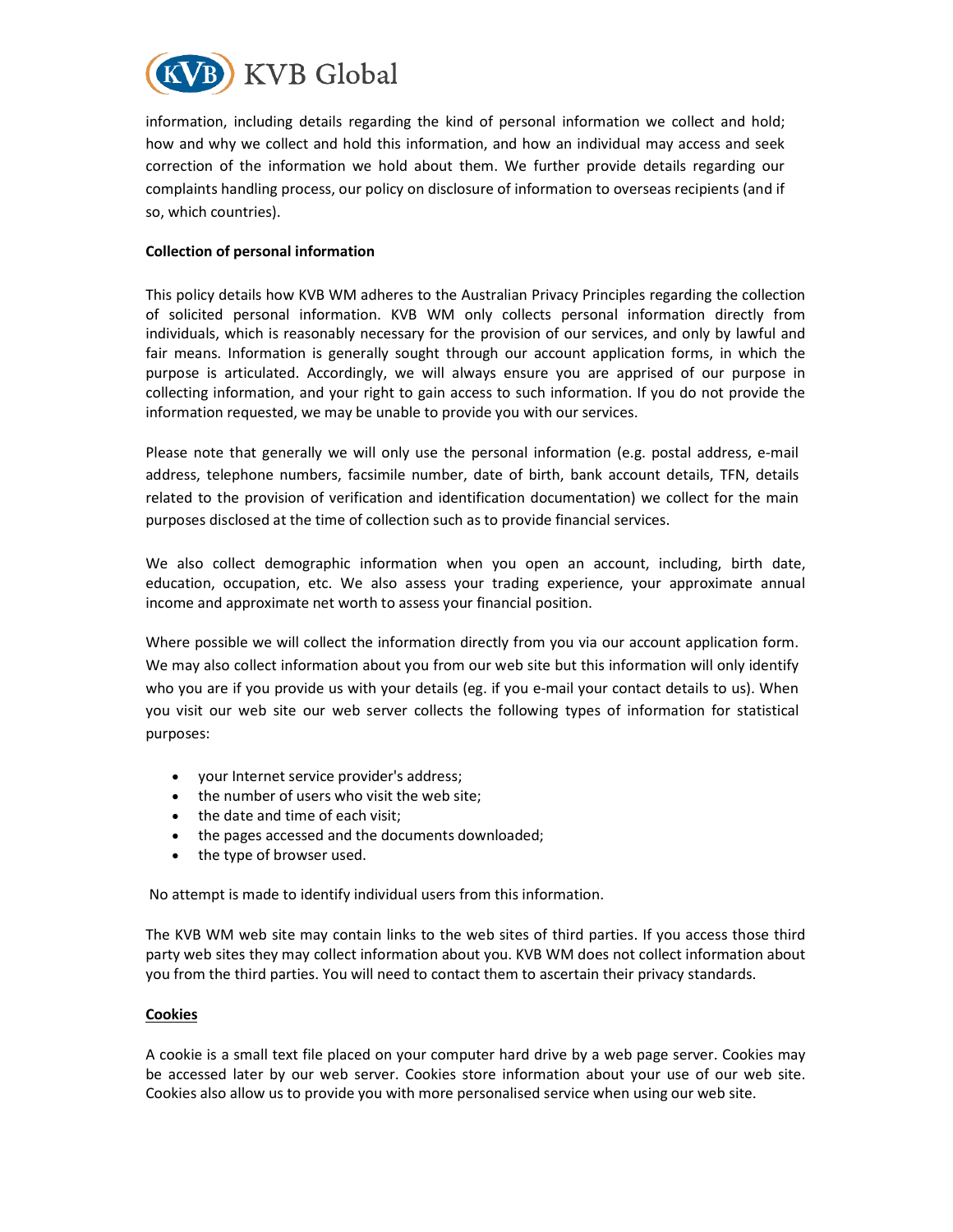information, including details regarding the kind of personal information we collect and hold; how and why we collect and hold this information, and how an individual may access and seek correction of the information we hold about them. We further provide details regarding our complaints handling process, our policy on disclosure of information to overseas recipients (and if so, which countries).

**Collection of personal information**

This policy details how KVB WM adheres to the Australian Privacy Principles regarding the collection of solicited personal information. KVB WM only collects personal information directly from individuals, which is reasonably necessary for the provision of our services, and only by lawful and fair means. Information is generally sought through our account application forms, in which the purpose is articulated. Accordingly, we will always ensure you are apprised of our purpose in collecting information, and your right to gain access to such information. If you do not provide the information requested, we may be unable to provide you with our services.

Please note that generally we will only use the personal information (e.g. postal address, e-mail address, telephone numbers, facsimile number, date of birth, bank account details, TFN, details related to the provision of verification and identification documentation) we collect for the main purposes disclosed at the time of collection such as to provide financial services.

We also collect demographic information when you open an account, including, birth date, education, occupation, etc. We also assess your trading experience, your approximate annual income and approximate net worth to assess your financial position.

Where possible we will collect the information directly from you via our account application form. We may also collect information about you from our web site but this information will only identify who you are if you provide us with your details (eg. if you e-mail your contact details to us). When you visit our web site our web server collects the following types of information for statistical purposes:

- your Internet service provider's address;
- the number of users who visit the web site;
- the date and time of each visit;
- the pages accessed and the documents downloaded;
- the type of browser used.

No attempt is made to identify individual users from this information.

The KVB WM web site may contain links to the web sites of third parties. If you access those third party web sites they may collect information about you. KVB WM does not collect information about you from the third parties. You will need to contact them to ascertain their privacy standards.

**Cookies**

A cookie is a small text file placed on your computer hard drive by a web page server. Cookies may be accessed later by our web server. Cookies store information about your use of our web site. Cookies also allow us to provide you with more personalised service when using our web site.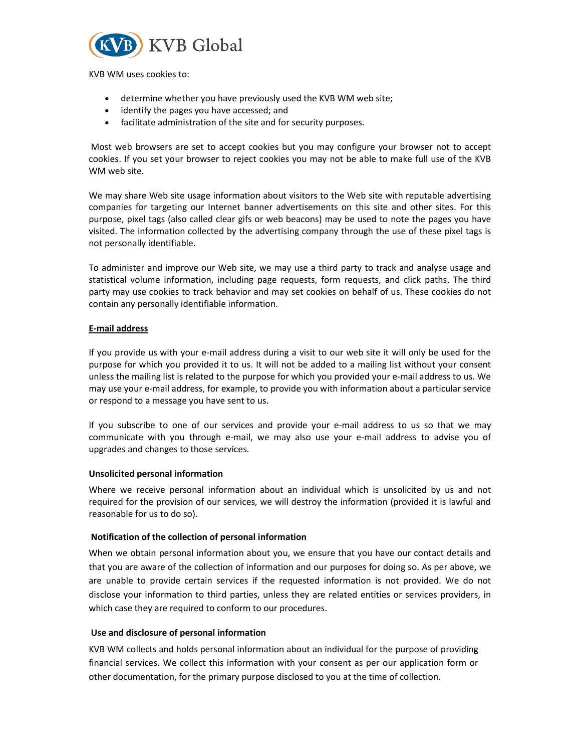KVB WM uses cookies to:

- determine whether you have previously used the KVB WM web site;
- identify the pages you have accessed; and
- facilitate administration of the site and for security purposes.

Most web browsers are set to accept cookies but you may configure your browser not to accept cookies. If you set your browser to reject cookies you may not be able to make full use of the KVB WM web site.

We may share Web site usage information about visitors to the Web site with reputable advertising companies for targeting our Internet banner advertisements on this site and other sites. For this purpose, pixel tags (also called clear gifs or web beacons) may be used to note the pages you have visited. The information collected by the advertising company through the use of these pixel tags is not personally identifiable.

To administer and improve our Web site, we may use a third party to track and analyse usage and statistical volume information, including page requests, form requests, and click paths. The third party may use cookies to track behavior and may set cookies on behalf of us. These cookies do not contain any personally identifiable information.

**E-mail address**

If you provide us with your e-mail address during a visit to our web site it will only be used for the purpose for which you provided it to us. It will not be added to a mailing list without your consent unless the mailing list is related to the purpose for which you provided your e-mail address to us. We may use your e-mail address, for example, to provide you with information about a particular service or respond to a message you have sent to us.

If you subscribe to one of our services and provide your e-mail address to us so that we may communicate with you through e-mail, we may also use your e-mail address to advise you of upgrades and changes to those services.

**Unsolicited personal information**

Where we receive personal information about an individual which is unsolicited by us and not required for the provision of our services, we will destroy the information (provided it is lawful and reasonable for us to do so).

**Notification of the collection of personal information**

When we obtain personal information about you, we ensure that you have our contact details and that you are aware of the collection of information and our purposes for doing so. As per above, we are unable to provide certain services if the requested information is not provided. We do not disclose your information to third parties, unless they are related entities or services providers, in which case they are required to conform to our procedures.

**Use and disclosure of personal information**

KVB WM collects and holds personal information about an individual for the purpose of providing financial services. We collect this information with your consent as per our application form or other documentation, for the primary purpose disclosed to you at the time of collection.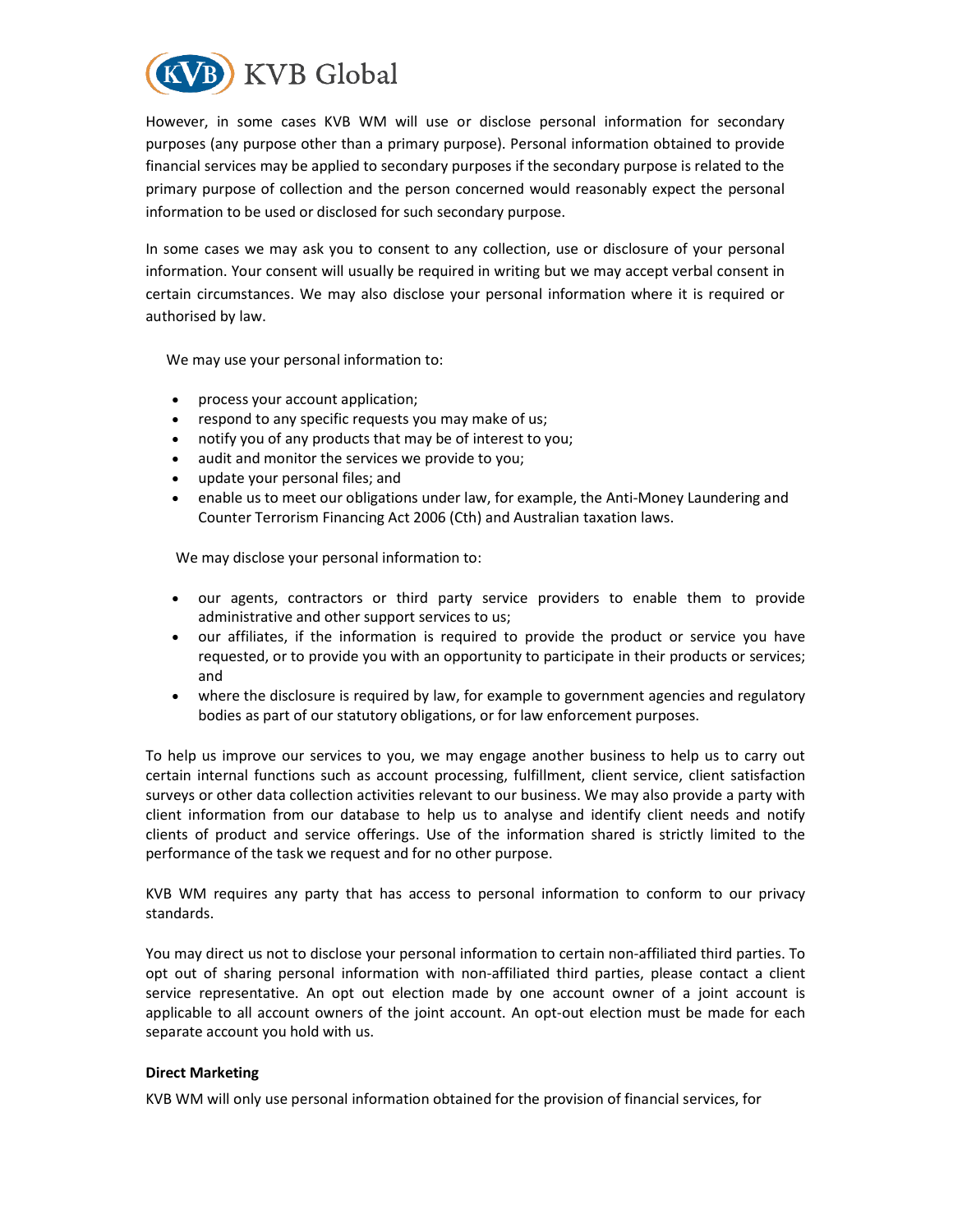However, in some cases KVB WM will use or disclose personal information for secondary purposes (any purpose other than a primary purpose). Personal information obtained to provide financial services may be applied to secondary purposes if the secondary purpose is related to the primary purpose of collection and the person concerned would reasonably expect the personal information to be used or disclosed for such secondary purpose.

In some cases we may ask you to consent to any collection, use or disclosure of your personal information. Your consent will usually be required in writing but we may accept verbal consent in certain circumstances. We may also disclose your personal information where it is required or authorised by law.

We may use your personal information to:

- process your account application;
- respond to any specific requests you may make of us;
- notify you of any products that may be of interest to you;
- audit and monitor the services we provide to you;
- update your personal files; and
- enable us to meet our obligations under law, for example, the Anti-Money Laundering and Counter Terrorism Financing Act 2006 (Cth) and Australian taxation laws.

We may disclose your personal information to:

- our agents, contractors or third party service providers to enable them to provide administrative and other support services to us;
- our affiliates, if the information is required to provide the product or service you have requested, or to provide you with an opportunity to participate in their products or services; and
- where the disclosure is required by law, for example to government agencies and regulatory bodies as part of our statutory obligations, or for law enforcement purposes.

To help us improve our services to you, we may engage another business to help us to carry out certain internal functions such as account processing, fulfillment, client service, client satisfaction surveys or other data collection activities relevant to our business. We may also provide a party with client information from our database to help us to analyse and identify client needs and notify clients of product and service offerings. Use of the information shared is strictly limited to the performance of the task we request and for no other purpose.

KVB WM requires any party that has access to personal information to conform to our privacy standards.

You may direct us not to disclose your personal information to certain non-affiliated third parties. To opt out of sharing personal information with non-affiliated third parties, please contact a client service representative. An opt out election made by one account owner of a joint account is applicable to all account owners of the joint account. An opt-out election must be made for each separate account you hold with us.

**Direct Marketing**

KVB WM will only use personal information obtained for the provision of financial services, for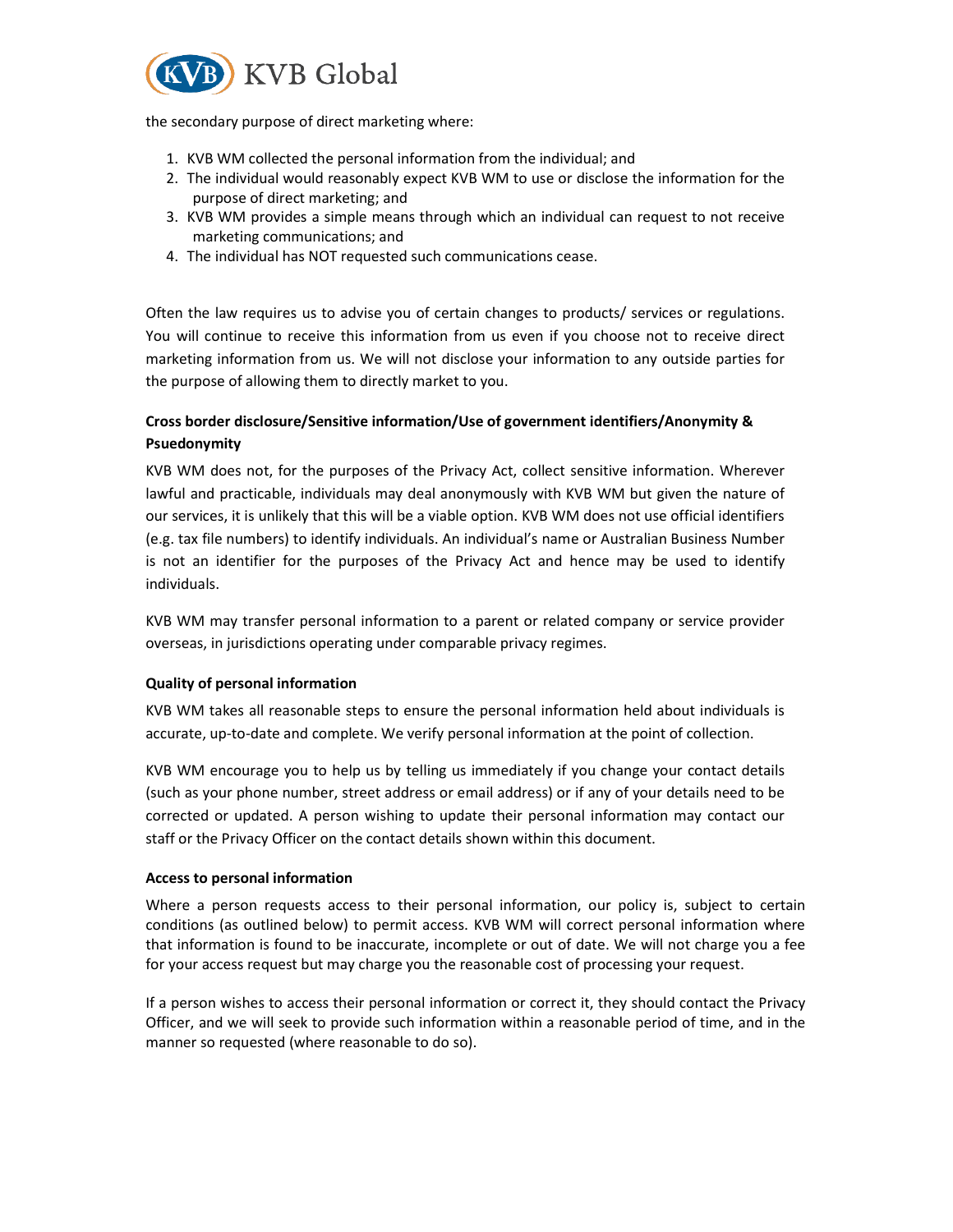the secondary purpose of direct marketing where:

1. KVB WM collected the personal information from the individual; and
2. The individual would reasonably expect KVB WM to use or disclose the information for the purpose of direct marketing; and
3. KVB WM provides a simple means through which an individual can request to not receive marketing communications; and
4. The individual has NOT requested such communications cease.

Often the law requires us to advise you of certain changes to products/ services or regulations. You will continue to receive this information from us even if you choose not to receive direct marketing information from us. We will not disclose your information to any outside parties for the purpose of allowing them to directly market to you.

**Cross border disclosure/Sensitive information/Use of government identifiers/Anonymity & Psuedonymity**

KVB WM does not, for the purposes of the Privacy Act, collect sensitive information. Wherever lawful and practicable, individuals may deal anonymously with KVB WM but given the nature of our services, it is unlikely that this will be a viable option. KVB WM does not use official identifiers (e.g. tax file numbers) to identify individuals. An individual's name or Australian Business Number is not an identifier for the purposes of the Privacy Act and hence may be used to identify individuals.

KVB WM may transfer personal information to a parent or related company or service provider overseas, in jurisdictions operating under comparable privacy regimes.

**Quality of personal information**

KVB WM takes all reasonable steps to ensure the personal information held about individuals is accurate, up-to-date and complete. We verify personal information at the point of collection.

KVB WM encourage you to help us by telling us immediately if you change your contact details (such as your phone number, street address or email address) or if any of your details need to be corrected or updated. A person wishing to update their personal information may contact our staff or the Privacy Officer on the contact details shown within this document.

**Access to personal information**

Where a person requests access to their personal information, our policy is, subject to certain conditions (as outlined below) to permit access. KVB WM will correct personal information where that information is found to be inaccurate, incomplete or out of date. We will not charge you a fee for your access request but may charge you the reasonable cost of processing your request.

If a person wishes to access their personal information or correct it, they should contact the Privacy Officer, and we will seek to provide such information within a reasonable period of time, and in the manner so requested (where reasonable to do so).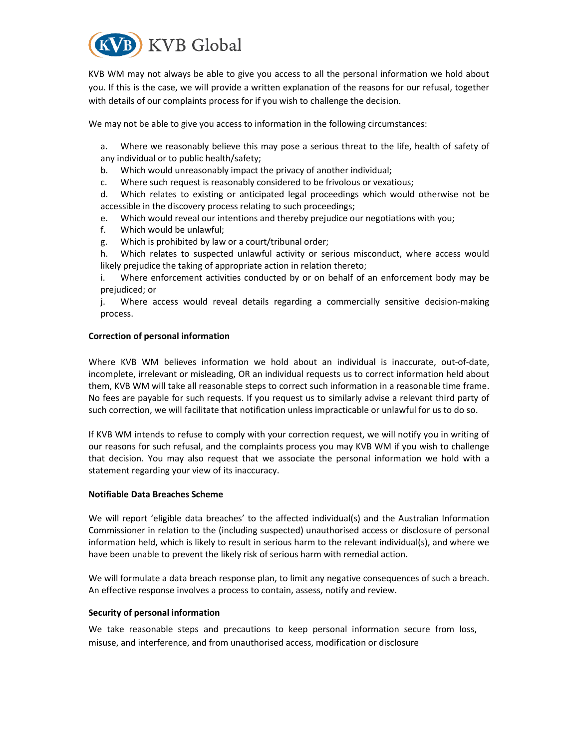KVB WM may not always be able to give you access to all the personal information we hold about you. If this is the case, we will provide a written explanation of the reasons for our refusal, together with details of our complaints process for if you wish to challenge the decision.

We may not be able to give you access to information in the following circumstances:

a. Where we reasonably believe this may pose a serious threat to the life, health of safety of any individual or to public health/safety;
b. Which would unreasonably impact the privacy of another individual;
c. Where such request is reasonably considered to be frivolous or vexatious;
d. Which relates to existing or anticipated legal proceedings which would otherwise not be accessible in the discovery process relating to such proceedings;
e. Which would reveal our intentions and thereby prejudice our negotiations with you;
f. Which would be unlawful;
g. Which is prohibited by law or a court/tribunal order;
h. Which relates to suspected unlawful activity or serious misconduct, where access would likely prejudice the taking of appropriate action in relation thereto;
i. Where enforcement activities conducted by or on behalf of an enforcement body may be prejudiced; or
j. Where access would reveal details regarding a commercially sensitive decision-making process.

**Correction of personal information**

Where KVB WM believes information we hold about an individual is inaccurate, out-of-date, incomplete, irrelevant or misleading, OR an individual requests us to correct information held about them, KVB WM will take all reasonable steps to correct such information in a reasonable time frame. No fees are payable for such requests. If you request us to similarly advise a relevant third party of such correction, we will facilitate that notification unless impracticable or unlawful for us to do so.

If KVB WM intends to refuse to comply with your correction request, we will notify you in writing of our reasons for such refusal, and the complaints process you may KVB WM if you wish to challenge that decision. You may also request that we associate the personal information we hold with a statement regarding your view of its inaccuracy.

**Notifiable Data Breaches Scheme**

We will report 'eligible data breaches' to the affected individual(s) and the Australian Information Commissioner in relation to the (including suspected) unauthorised access or disclosure of personal information held, which is likely to result in serious harm to the relevant individual(s), and where we have been unable to prevent the likely risk of serious harm with remedial action.

We will formulate a data breach response plan, to limit any negative consequences of such a breach. An effective response involves a process to contain, assess, notify and review.

**Security of personal information**

We take reasonable steps and precautions to keep personal information secure from loss, misuse, and interference, and from unauthorised access, modification or disclosure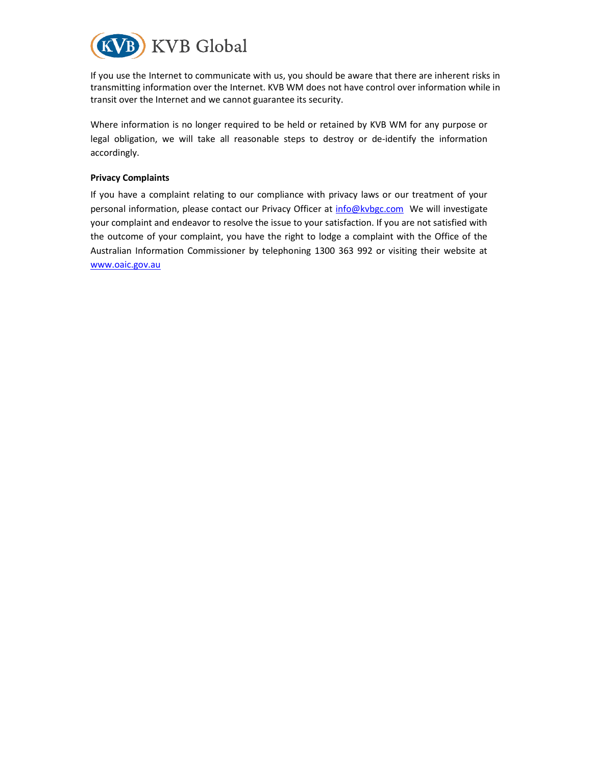If you use the Internet to communicate with us, you should be aware that there are inherent risks in transmitting information over the Internet. KVB WM does not have control over information while in transit over the Internet and we cannot guarantee its security.

Where information is no longer required to be held or retained by KVB WM for any purpose or legal obligation, we will take all reasonable steps to destroy or de-identify the information accordingly.

**Privacy Complaints**

If you have a complaint relating to our compliance with privacy laws or our treatment of your personal information, please contact our Privacy Officer at info@kvbgc.com  We will investigate your complaint and endeavor to resolve the issue to your satisfaction. If you are not satisfied with the outcome of your complaint, you have the right to lodge a complaint with the Office of the Australian Information Commissioner by telephoning 1300 363 992 or visiting their website at www.oaic.gov.au